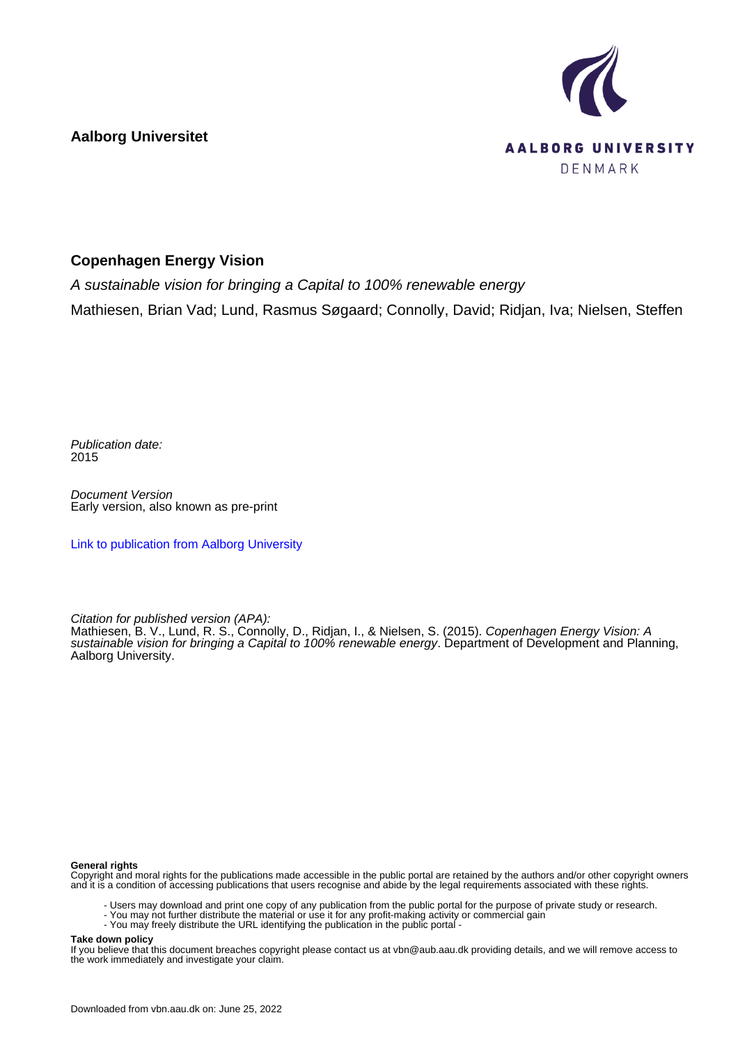**Aalborg Universitet**

AALBORG UNIVERSITY
DENMARK

# Copenhagen Energy Vision

*A sustainable vision for bringing a Capital to 100% renewable energy*

Mathiesen, Brian Vad; Lund, Rasmus Søgaard; Connolly, David; Ridjan, Iva; Nielsen, Steffen

*Publication date:*
2015

*Document Version*
Early version, also known as pre-print

[Link to publication from Aalborg University](#)

*Citation for published version (APA):*
Mathiesen, B. V., Lund, R. S., Connolly, D., Ridjan, I., & Nielsen, S. (2015). *Copenhagen Energy Vision: A sustainable vision for bringing a Capital to 100% renewable energy*. Department of Development and Planning, Aalborg University.

**General rights**
Copyright and moral rights for the publications made accessible in the public portal are retained by the authors and/or other copyright owners and it is a condition of accessing publications that users recognise and abide by the legal requirements associated with these rights.

- Users may download and print one copy of any publication from the public portal for the purpose of private study or research.
- You may not further distribute the material or use it for any profit-making activity or commercial gain
- You may freely distribute the URL identifying the publication in the public portal -

**Take down policy**
If you believe that this document breaches copyright please contact us at vbn@aub.aau.dk providing details, and we will remove access to the work immediately and investigate your claim.

Downloaded from vbn.aau.dk on: June 25, 2022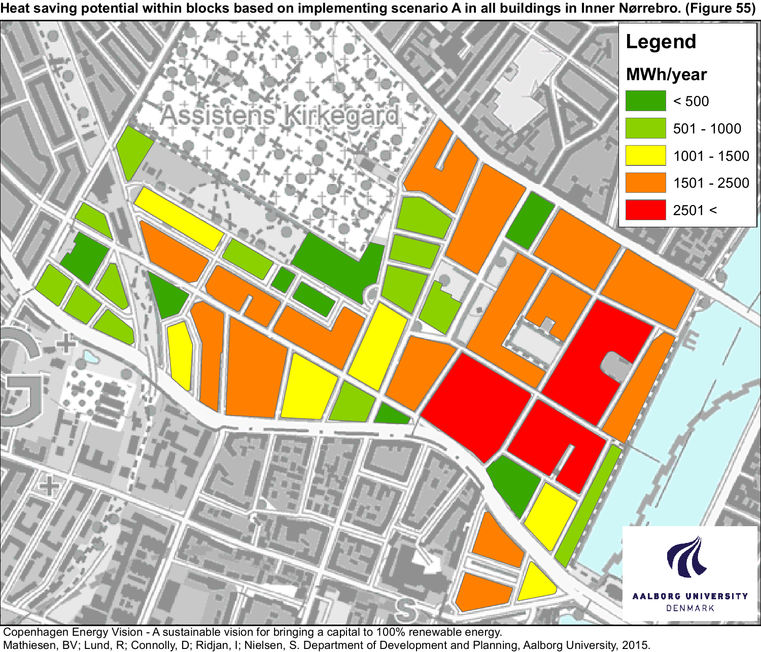**Heat saving potential within blocks based on implementing scenario A in all buildings in Inner Nørrebro. (Figure 55)**

Assistens Kirkegård

Legend

MWh/year

< 500

501 - 1000

1001 - 1500

1501 - 2500

2501 <

AALBORG UNIVERSITY DENMARK

Copenhagen Energy Vision - A sustainable vision for bringing a capital to 100% renewable energy.
Mathiesen, BV; Lund, R; Connolly, D; Ridjan, I; Nielsen, S. Department of Development and Planning, Aalborg University, 2015.